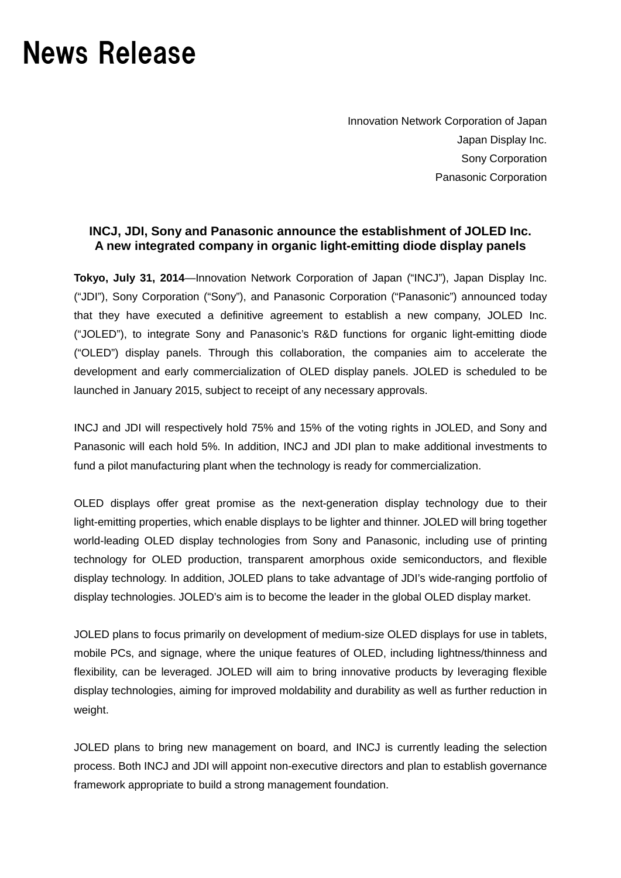# News Release

Innovation Network Corporation of Japan
Japan Display Inc.
Sony Corporation
Panasonic Corporation

## INCJ, JDI, Sony and Panasonic announce the establishment of JOLED Inc. A new integrated company in organic light-emitting diode display panels

**Tokyo, July 31, 2014**—Innovation Network Corporation of Japan ("INCJ"), Japan Display Inc. ("JDI"), Sony Corporation ("Sony"), and Panasonic Corporation ("Panasonic") announced today that they have executed a definitive agreement to establish a new company, JOLED Inc. ("JOLED"), to integrate Sony and Panasonic's R&D functions for organic light-emitting diode ("OLED") display panels. Through this collaboration, the companies aim to accelerate the development and early commercialization of OLED display panels. JOLED is scheduled to be launched in January 2015, subject to receipt of any necessary approvals.

INCJ and JDI will respectively hold 75% and 15% of the voting rights in JOLED, and Sony and Panasonic will each hold 5%. In addition, INCJ and JDI plan to make additional investments to fund a pilot manufacturing plant when the technology is ready for commercialization.

OLED displays offer great promise as the next-generation display technology due to their light-emitting properties, which enable displays to be lighter and thinner. JOLED will bring together world-leading OLED display technologies from Sony and Panasonic, including use of printing technology for OLED production, transparent amorphous oxide semiconductors, and flexible display technology. In addition, JOLED plans to take advantage of JDI's wide-ranging portfolio of display technologies. JOLED's aim is to become the leader in the global OLED display market.

JOLED plans to focus primarily on development of medium-size OLED displays for use in tablets, mobile PCs, and signage, where the unique features of OLED, including lightness/thinness and flexibility, can be leveraged. JOLED will aim to bring innovative products by leveraging flexible display technologies, aiming for improved moldability and durability as well as further reduction in weight.

JOLED plans to bring new management on board, and INCJ is currently leading the selection process. Both INCJ and JDI will appoint non-executive directors and plan to establish governance framework appropriate to build a strong management foundation.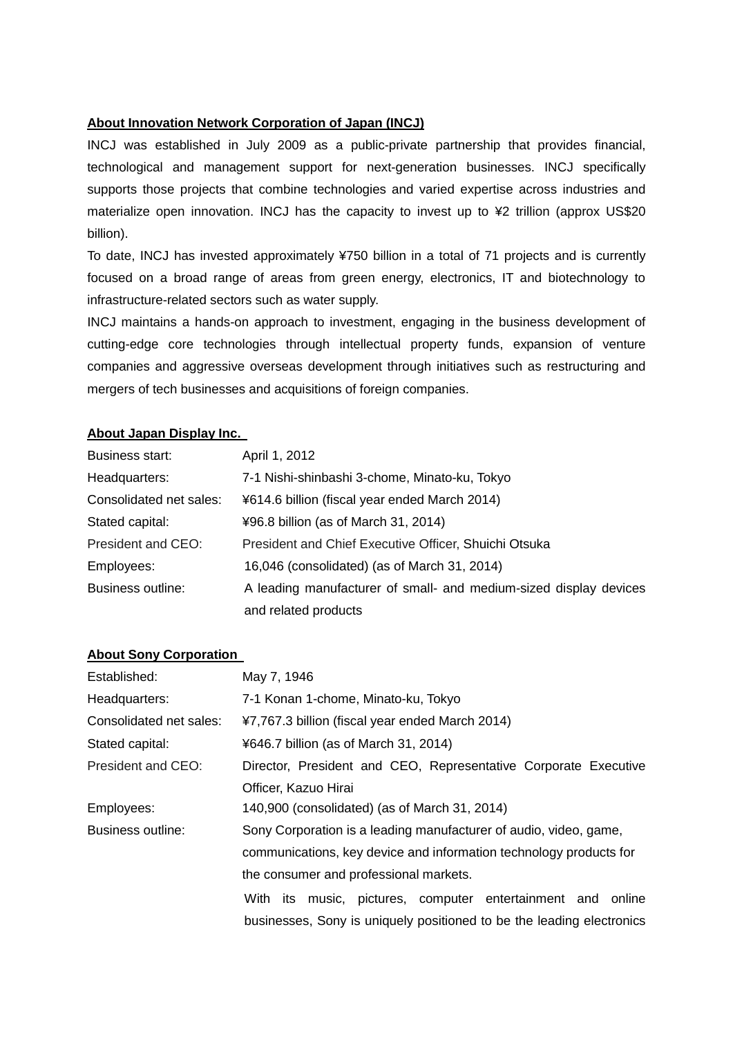**About Innovation Network Corporation of Japan (INCJ)**

INCJ was established in July 2009 as a public-private partnership that provides financial, technological and management support for next-generation businesses. INCJ specifically supports those projects that combine technologies and varied expertise across industries and materialize open innovation. INCJ has the capacity to invest up to ¥2 trillion (approx US$20 billion).

To date, INCJ has invested approximately ¥750 billion in a total of 71 projects and is currently focused on a broad range of areas from green energy, electronics, IT and biotechnology to infrastructure-related sectors such as water supply.

INCJ maintains a hands-on approach to investment, engaging in the business development of cutting-edge core technologies through intellectual property funds, expansion of venture companies and aggressive overseas development through initiatives such as restructuring and mergers of tech businesses and acquisitions of foreign companies.

**About Japan Display Inc.**

| | |
|---|---|
| Business start: | April 1, 2012 |
| Headquarters: | 7-1 Nishi-shinbashi 3-chome, Minato-ku, Tokyo |
| Consolidated net sales: | ¥614.6 billion (fiscal year ended March 2014) |
| Stated capital: | ¥96.8 billion (as of March 31, 2014) |
| President and CEO: | President and Chief Executive Officer, Shuichi Otsuka |
| Employees: | 16,046 (consolidated) (as of March 31, 2014) |
| Business outline: | A leading manufacturer of small- and medium-sized display devices and related products |

**About Sony Corporation**

| | |
|---|---|
| Established: | May 7, 1946 |
| Headquarters: | 7-1 Konan 1-chome, Minato-ku, Tokyo |
| Consolidated net sales: | ¥7,767.3 billion (fiscal year ended March 2014) |
| Stated capital: | ¥646.7 billion (as of March 31, 2014) |
| President and CEO: | Director, President and CEO, Representative Corporate Executive Officer, Kazuo Hirai |
| Employees: | 140,900 (consolidated) (as of March 31, 2014) |
| Business outline: | Sony Corporation is a leading manufacturer of audio, video, game, communications, key device and information technology products for the consumer and professional markets. With its music, pictures, computer entertainment and online businesses, Sony is uniquely positioned to be the leading electronics |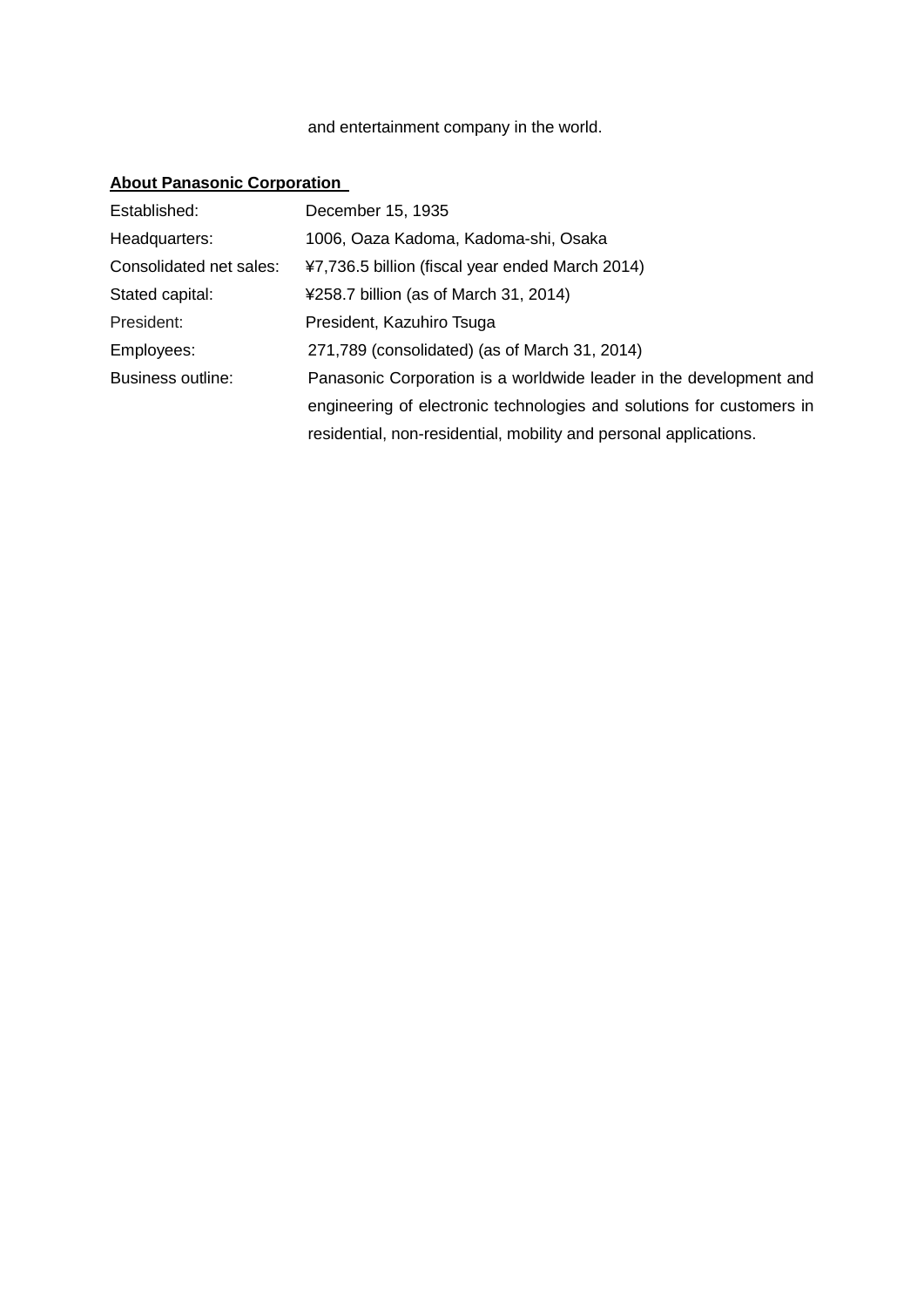and entertainment company in the world.

**About Panasonic Corporation**

| | |
|---|---|
| Established: | December 15, 1935 |
| Headquarters: | 1006, Oaza Kadoma, Kadoma-shi, Osaka |
| Consolidated net sales: | ¥7,736.5 billion (fiscal year ended March 2014) |
| Stated capital: | ¥258.7 billion (as of March 31, 2014) |
| President: | President, Kazuhiro Tsuga |
| Employees: | 271,789 (consolidated) (as of March 31, 2014) |
| Business outline: | Panasonic Corporation is a worldwide leader in the development and engineering of electronic technologies and solutions for customers in residential, non-residential, mobility and personal applications. |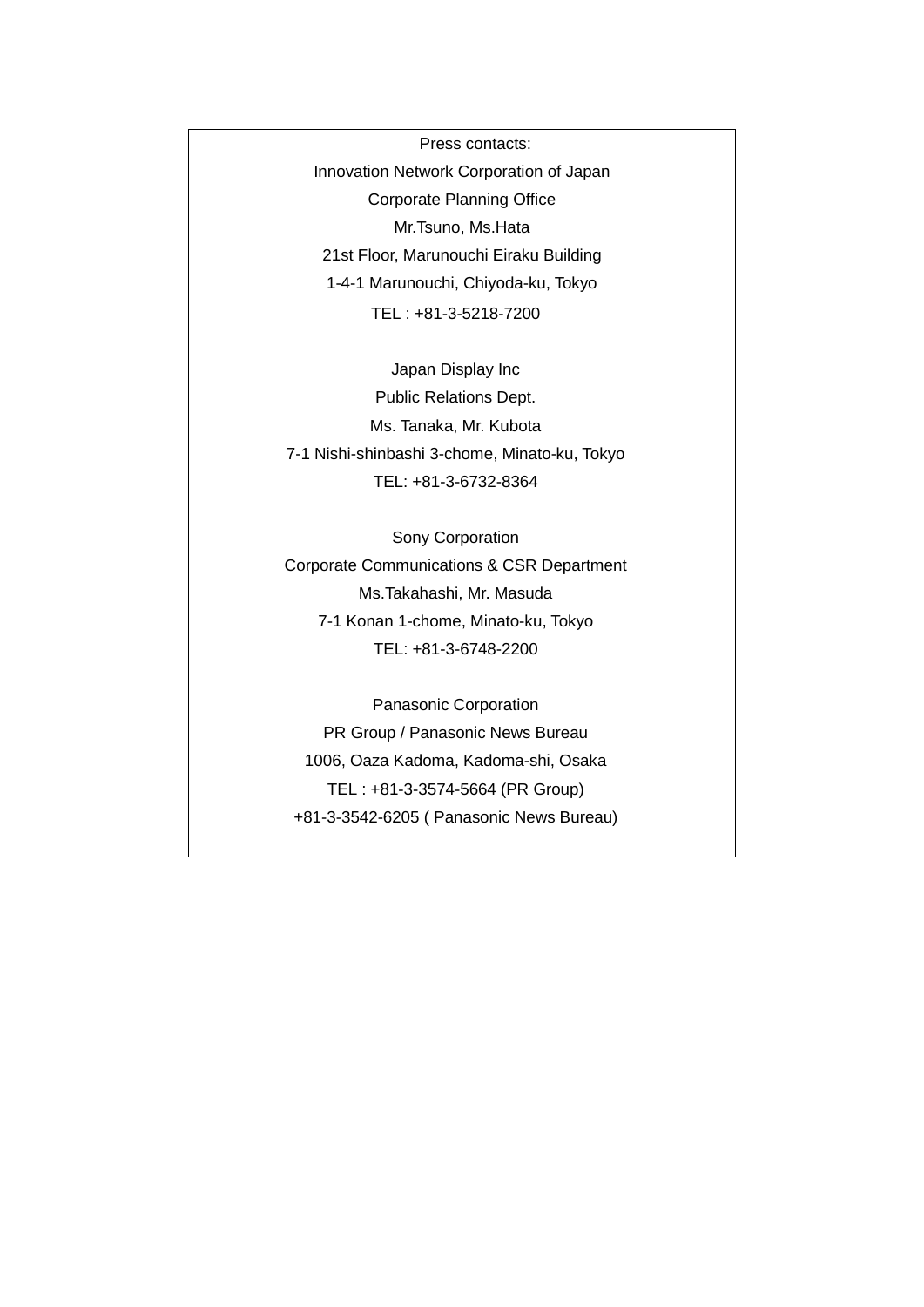Press contacts:

Innovation Network Corporation of Japan
Corporate Planning Office
Mr.Tsuno, Ms.Hata
21st Floor, Marunouchi Eiraku Building
1-4-1 Marunouchi, Chiyoda-ku, Tokyo
TEL : +81-3-5218-7200

Japan Display Inc
Public Relations Dept.
Ms. Tanaka, Mr. Kubota
7-1 Nishi-shinbashi 3-chome, Minato-ku, Tokyo
TEL: +81-3-6732-8364

Sony Corporation
Corporate Communications & CSR Department
Ms.Takahashi, Mr. Masuda
7-1 Konan 1-chome, Minato-ku, Tokyo
TEL: +81-3-6748-2200

Panasonic Corporation
PR Group / Panasonic News Bureau
1006, Oaza Kadoma, Kadoma-shi, Osaka
TEL : +81-3-3574-5664 (PR Group)
+81-3-3542-6205 ( Panasonic News Bureau)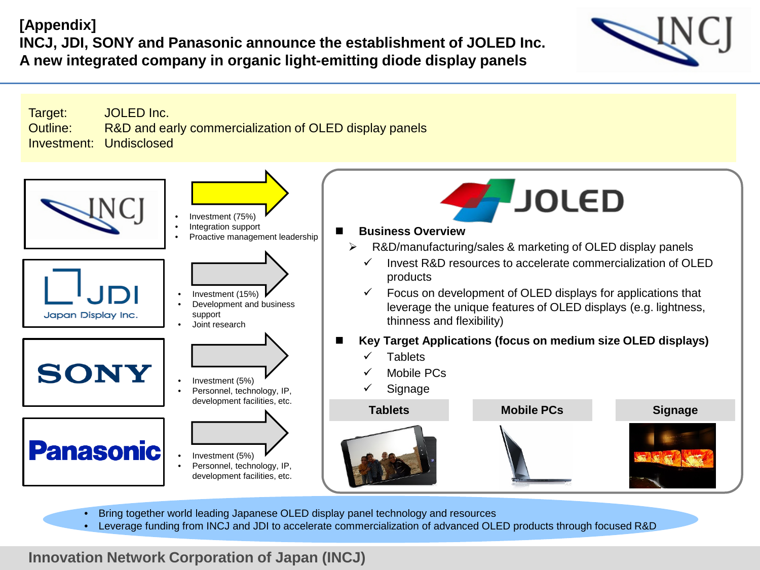# [Appendix]
# INCJ, JDI, SONY and Panasonic announce the establishment of JOLED Inc. A new integrated company in organic light-emitting diode display panels

Target: JOLED Inc.
Outline: R&D and early commercialization of OLED display panels
Investment: Undisclosed

**INCJ**
- Investment (75%)
- Integration support
- Proactive management leadership

**JDI (Japan Display Inc.)**
- Investment (15%)
- Development and business support
- Joint research

**SONY**
- Investment (5%)
- Personnel, technology, IP, development facilities, etc.

**Panasonic**
- Investment (5%)
- Personnel, technology, IP, development facilities, etc.

**JOLED**

- **Business Overview**
  - R&D/manufacturing/sales & marketing of OLED display panels
    - ✓ Invest R&D resources to accelerate commercialization of OLED products
    - ✓ Focus on development of OLED displays for applications that leverage the unique features of OLED displays (e.g. lightness, thinness and flexibility)
- **Key Target Applications (focus on medium size OLED displays)**
  - ✓ Tablets
  - ✓ Mobile PCs
  - ✓ Signage

Tablets | Mobile PCs | Signage

- Bring together world leading Japanese OLED display panel technology and resources
- Leverage funding from INCJ and JDI to accelerate commercialization of advanced OLED products through focused R&D